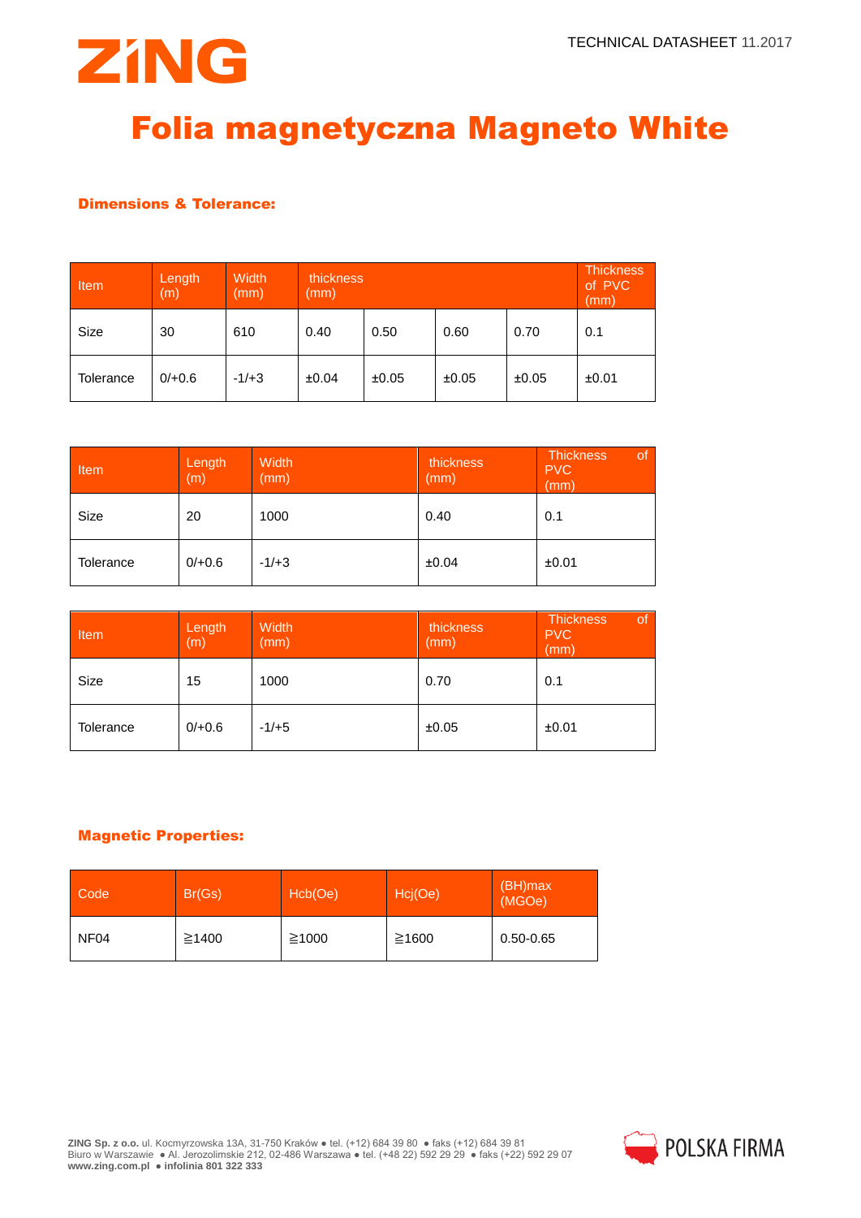# ZiNG

TECHNICAL DATASHEET 11.2017

# Folia magnetyczna Magneto White

### Dimensions & Tolerance:

| Item | Length (m) | Width (mm) | thickness (mm) | | | | Thickness of PVC (mm) |
|---|---|---|---|---|---|---|---|
| Size | 30 | 610 | 0.40 | 0.50 | 0.60 | 0.70 | 0.1 |
| Tolerance | 0/+0.6 | -1/+3 | ±0.04 | ±0.05 | ±0.05 | ±0.05 | ±0.01 |

| Item | Length (m) | Width (mm) | thickness (mm) | Thickness of PVC (mm) |
|---|---|---|---|---|
| Size | 20 | 1000 | 0.40 | 0.1 |
| Tolerance | 0/+0.6 | -1/+3 | ±0.04 | ±0.01 |

| Item | Length (m) | Width (mm) | thickness (mm) | Thickness of PVC (mm) |
|---|---|---|---|---|
| Size | 15 | 1000 | 0.70 | 0.1 |
| Tolerance | 0/+0.6 | -1/+5 | ±0.05 | ±0.01 |

### Magnetic Properties:

| Code | Br(Gs) | Hcb(Oe) | Hcj(Oe) | (BH)max (MGOe) |
|---|---|---|---|---|
| NF04 | ≧1400 | ≧1000 | ≧1600 | 0.50-0.65 |

**ZING Sp. z o.o.** ul. Kocmyrzowska 13A, 31-750 Kraków ● tel. (+12) 684 39 80 ● faks (+12) 684 39 81
Biuro w Warszawie ● Al. Jerozolimskie 212, 02-486 Warszawa ● tel. (+48 22) 592 29 29 ● faks (+22) 592 29 07
**www.zing.com.pl ● infolinia 801 322 333**

POLSKA FIRMA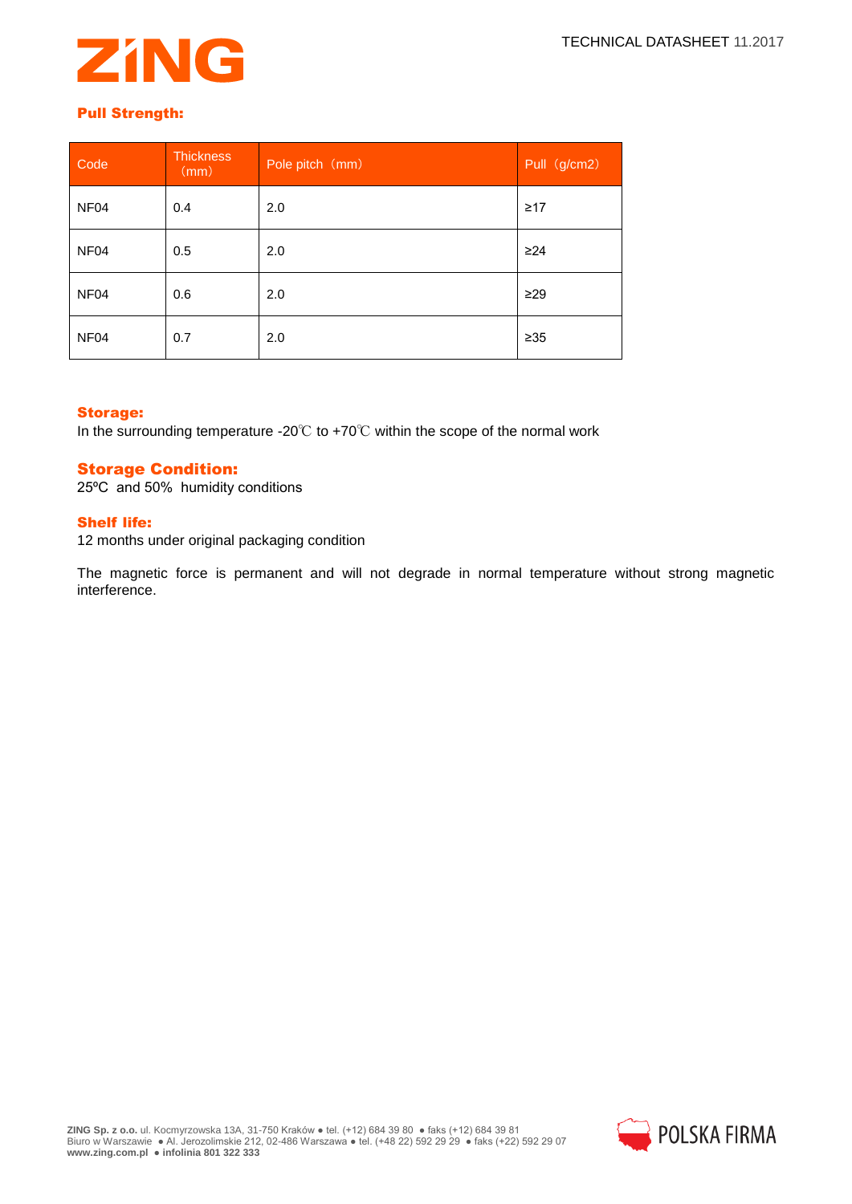### Pull Strength:

| Code | Thickness（mm） | Pole pitch（mm） | Pull（g/cm2） |
|---|---|---|---|
| NF04 | 0.4 | 2.0 | ≥17 |
| NF04 | 0.5 | 2.0 | ≥24 |
| NF04 | 0.6 | 2.0 | ≥29 |
| NF04 | 0.7 | 2.0 | ≥35 |

### Storage:

In the surrounding temperature -20℃ to +70℃ within the scope of the normal work

### Storage Condition:

25ºC and 50% humidity conditions

### Shelf life:

12 months under original packaging condition

The magnetic force is permanent and will not degrade in normal temperature without strong magnetic interference.